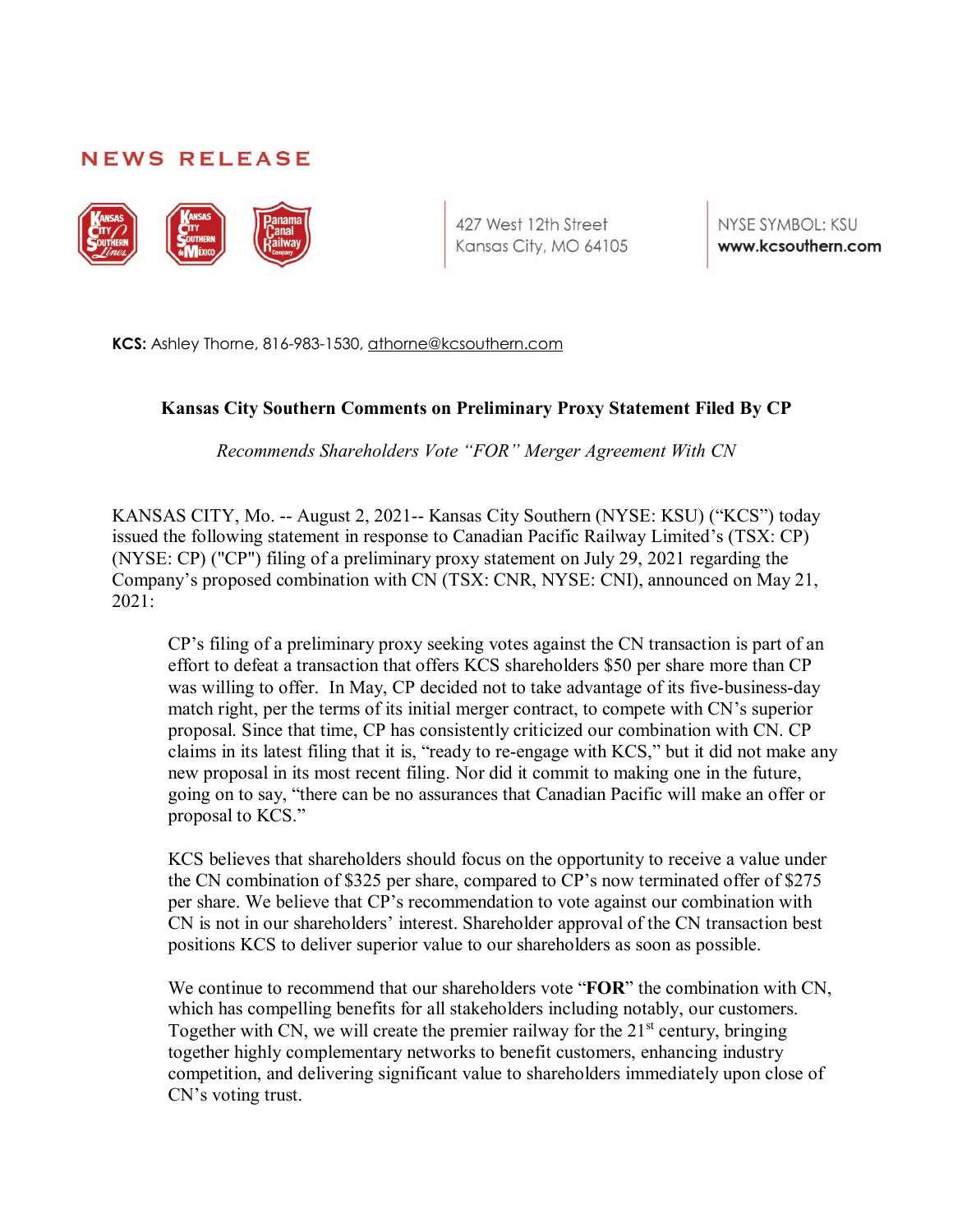# NEWS RELEASE

427 West 12th Street
Kansas City, MO 64105

NYSE SYMBOL: KSU
**www.kcsouthern.com**

**KCS:** Ashley Thorne, 816-983-1530, athorne@kcsouthern.com

## Kansas City Southern Comments on Preliminary Proxy Statement Filed By CP

*Recommends Shareholders Vote "FOR" Merger Agreement With CN*

KANSAS CITY, Mo. -- August 2, 2021-- Kansas City Southern (NYSE: KSU) ("KCS") today issued the following statement in response to Canadian Pacific Railway Limited's (TSX: CP) (NYSE: CP) ("CP") filing of a preliminary proxy statement on July 29, 2021 regarding the Company's proposed combination with CN (TSX: CNR, NYSE: CNI), announced on May 21, 2021:

> CP's filing of a preliminary proxy seeking votes against the CN transaction is part of an effort to defeat a transaction that offers KCS shareholders $50 per share more than CP was willing to offer. In May, CP decided not to take advantage of its five-business-day match right, per the terms of its initial merger contract, to compete with CN's superior proposal. Since that time, CP has consistently criticized our combination with CN. CP claims in its latest filing that it is, "ready to re-engage with KCS," but it did not make any new proposal in its most recent filing. Nor did it commit to making one in the future, going on to say, "there can be no assurances that Canadian Pacific will make an offer or proposal to KCS."
>
> KCS believes that shareholders should focus on the opportunity to receive a value under the CN combination of $325 per share, compared to CP's now terminated offer of $275 per share. We believe that CP's recommendation to vote against our combination with CN is not in our shareholders' interest. Shareholder approval of the CN transaction best positions KCS to deliver superior value to our shareholders as soon as possible.
>
> We continue to recommend that our shareholders vote "**FOR**" the combination with CN, which has compelling benefits for all stakeholders including notably, our customers. Together with CN, we will create the premier railway for the 21st century, bringing together highly complementary networks to benefit customers, enhancing industry competition, and delivering significant value to shareholders immediately upon close of CN's voting trust.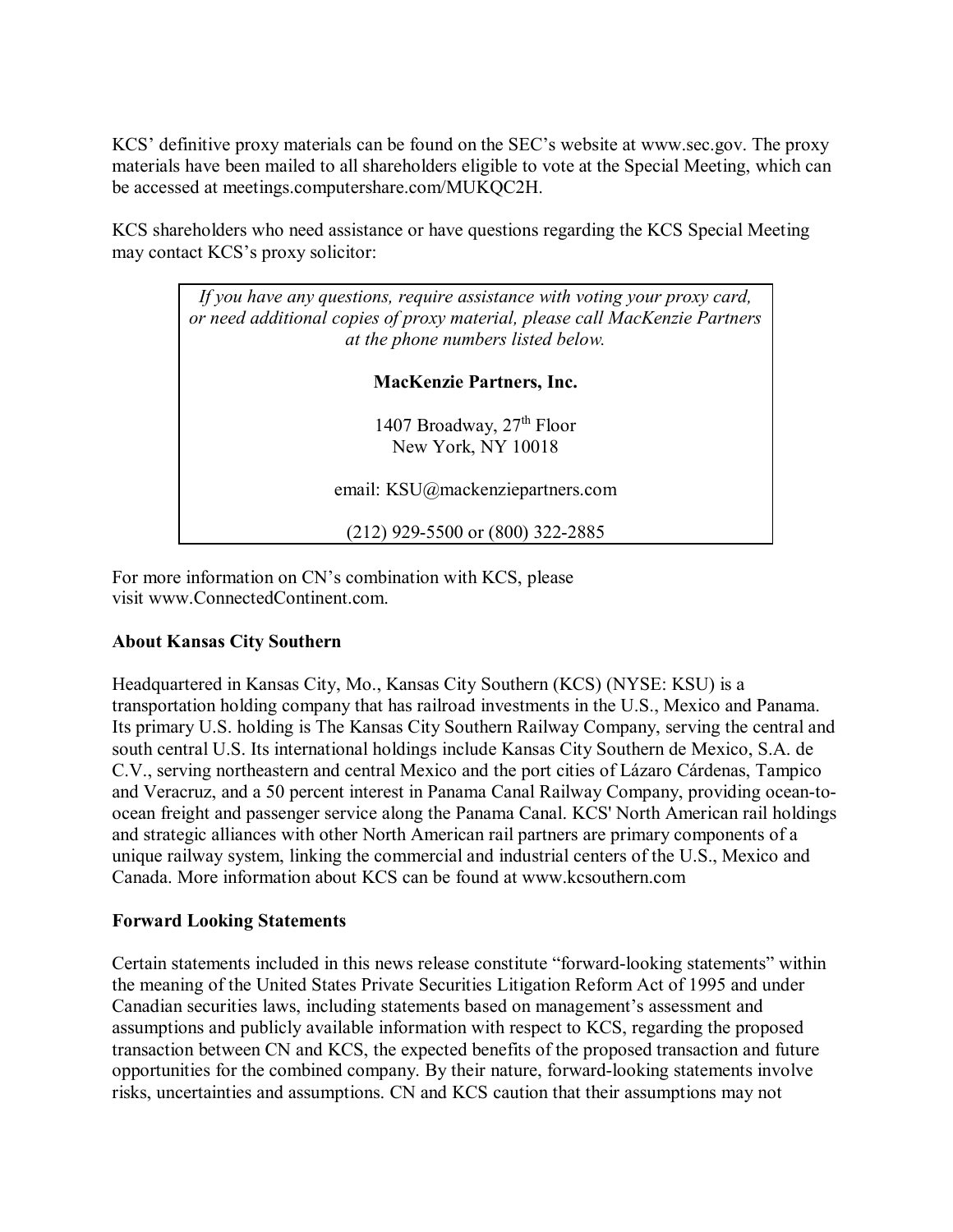KCS' definitive proxy materials can be found on the SEC's website at www.sec.gov. The proxy materials have been mailed to all shareholders eligible to vote at the Special Meeting, which can be accessed at meetings.computershare.com/MUKQC2H.

KCS shareholders who need assistance or have questions regarding the KCS Special Meeting may contact KCS's proxy solicitor:

> *If you have any questions, require assistance with voting your proxy card, or need additional copies of proxy material, please call MacKenzie Partners at the phone numbers listed below.*
>
> **MacKenzie Partners, Inc.**
>
> 1407 Broadway, 27th Floor
> New York, NY 10018
>
> email: KSU@mackenziepartners.com
>
> (212) 929-5500 or (800) 322-2885

For more information on CN's combination with KCS, please visit www.ConnectedContinent.com.

**About Kansas City Southern**

Headquartered in Kansas City, Mo., Kansas City Southern (KCS) (NYSE: KSU) is a transportation holding company that has railroad investments in the U.S., Mexico and Panama. Its primary U.S. holding is The Kansas City Southern Railway Company, serving the central and south central U.S. Its international holdings include Kansas City Southern de Mexico, S.A. de C.V., serving northeastern and central Mexico and the port cities of Lázaro Cárdenas, Tampico and Veracruz, and a 50 percent interest in Panama Canal Railway Company, providing ocean-to-ocean freight and passenger service along the Panama Canal. KCS' North American rail holdings and strategic alliances with other North American rail partners are primary components of a unique railway system, linking the commercial and industrial centers of the U.S., Mexico and Canada. More information about KCS can be found at www.kcsouthern.com

**Forward Looking Statements**

Certain statements included in this news release constitute "forward-looking statements" within the meaning of the United States Private Securities Litigation Reform Act of 1995 and under Canadian securities laws, including statements based on management's assessment and assumptions and publicly available information with respect to KCS, regarding the proposed transaction between CN and KCS, the expected benefits of the proposed transaction and future opportunities for the combined company. By their nature, forward-looking statements involve risks, uncertainties and assumptions. CN and KCS caution that their assumptions may not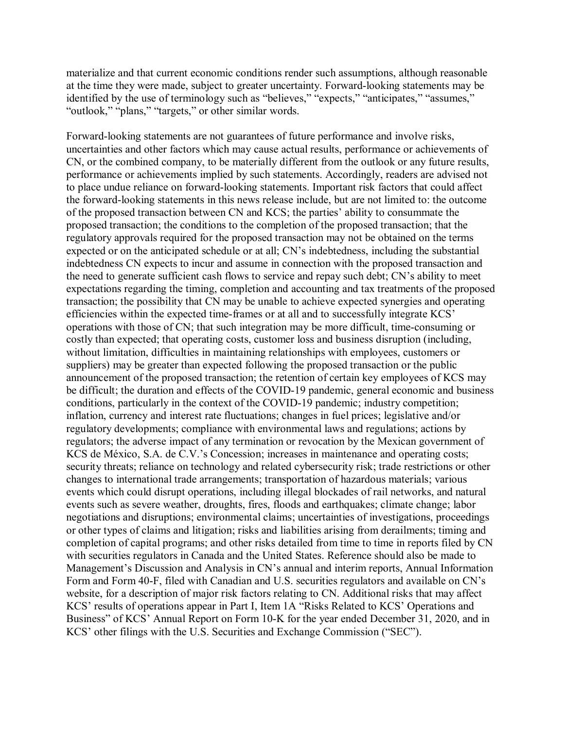materialize and that current economic conditions render such assumptions, although reasonable at the time they were made, subject to greater uncertainty. Forward-looking statements may be identified by the use of terminology such as "believes," "expects," "anticipates," "assumes," "outlook," "plans," "targets," or other similar words.

Forward-looking statements are not guarantees of future performance and involve risks, uncertainties and other factors which may cause actual results, performance or achievements of CN, or the combined company, to be materially different from the outlook or any future results, performance or achievements implied by such statements. Accordingly, readers are advised not to place undue reliance on forward-looking statements. Important risk factors that could affect the forward-looking statements in this news release include, but are not limited to: the outcome of the proposed transaction between CN and KCS; the parties' ability to consummate the proposed transaction; the conditions to the completion of the proposed transaction; that the regulatory approvals required for the proposed transaction may not be obtained on the terms expected or on the anticipated schedule or at all; CN's indebtedness, including the substantial indebtedness CN expects to incur and assume in connection with the proposed transaction and the need to generate sufficient cash flows to service and repay such debt; CN's ability to meet expectations regarding the timing, completion and accounting and tax treatments of the proposed transaction; the possibility that CN may be unable to achieve expected synergies and operating efficiencies within the expected time-frames or at all and to successfully integrate KCS' operations with those of CN; that such integration may be more difficult, time-consuming or costly than expected; that operating costs, customer loss and business disruption (including, without limitation, difficulties in maintaining relationships with employees, customers or suppliers) may be greater than expected following the proposed transaction or the public announcement of the proposed transaction; the retention of certain key employees of KCS may be difficult; the duration and effects of the COVID-19 pandemic, general economic and business conditions, particularly in the context of the COVID-19 pandemic; industry competition; inflation, currency and interest rate fluctuations; changes in fuel prices; legislative and/or regulatory developments; compliance with environmental laws and regulations; actions by regulators; the adverse impact of any termination or revocation by the Mexican government of KCS de México, S.A. de C.V.'s Concession; increases in maintenance and operating costs; security threats; reliance on technology and related cybersecurity risk; trade restrictions or other changes to international trade arrangements; transportation of hazardous materials; various events which could disrupt operations, including illegal blockades of rail networks, and natural events such as severe weather, droughts, fires, floods and earthquakes; climate change; labor negotiations and disruptions; environmental claims; uncertainties of investigations, proceedings or other types of claims and litigation; risks and liabilities arising from derailments; timing and completion of capital programs; and other risks detailed from time to time in reports filed by CN with securities regulators in Canada and the United States. Reference should also be made to Management's Discussion and Analysis in CN's annual and interim reports, Annual Information Form and Form 40-F, filed with Canadian and U.S. securities regulators and available on CN's website, for a description of major risk factors relating to CN. Additional risks that may affect KCS' results of operations appear in Part I, Item 1A "Risks Related to KCS' Operations and Business" of KCS' Annual Report on Form 10-K for the year ended December 31, 2020, and in KCS' other filings with the U.S. Securities and Exchange Commission ("SEC").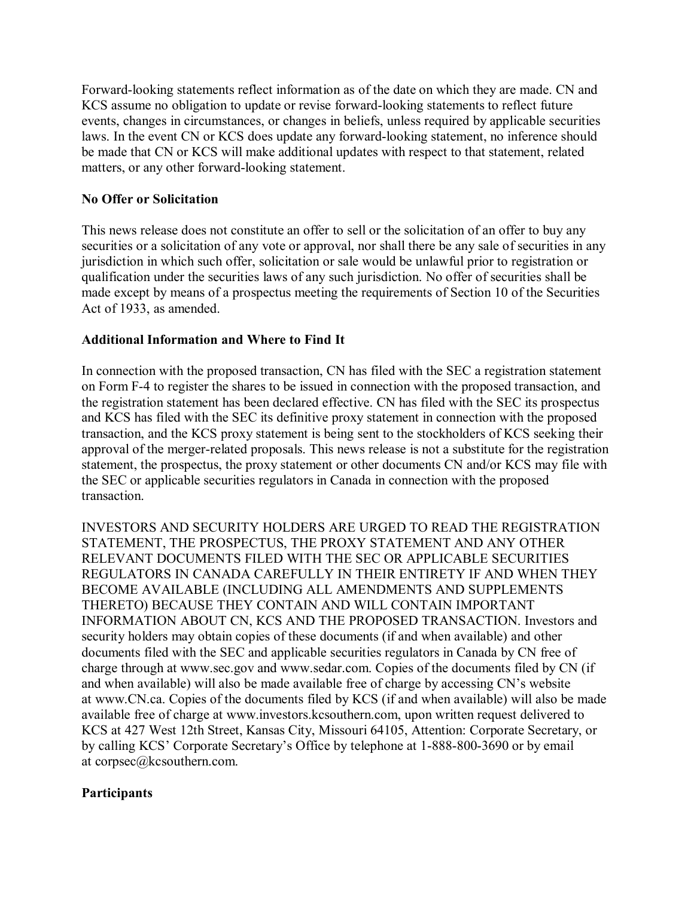Forward-looking statements reflect information as of the date on which they are made. CN and KCS assume no obligation to update or revise forward-looking statements to reflect future events, changes in circumstances, or changes in beliefs, unless required by applicable securities laws. In the event CN or KCS does update any forward-looking statement, no inference should be made that CN or KCS will make additional updates with respect to that statement, related matters, or any other forward-looking statement.

**No Offer or Solicitation**

This news release does not constitute an offer to sell or the solicitation of an offer to buy any securities or a solicitation of any vote or approval, nor shall there be any sale of securities in any jurisdiction in which such offer, solicitation or sale would be unlawful prior to registration or qualification under the securities laws of any such jurisdiction. No offer of securities shall be made except by means of a prospectus meeting the requirements of Section 10 of the Securities Act of 1933, as amended.

**Additional Information and Where to Find It**

In connection with the proposed transaction, CN has filed with the SEC a registration statement on Form F-4 to register the shares to be issued in connection with the proposed transaction, and the registration statement has been declared effective. CN has filed with the SEC its prospectus and KCS has filed with the SEC its definitive proxy statement in connection with the proposed transaction, and the KCS proxy statement is being sent to the stockholders of KCS seeking their approval of the merger-related proposals. This news release is not a substitute for the registration statement, the prospectus, the proxy statement or other documents CN and/or KCS may file with the SEC or applicable securities regulators in Canada in connection with the proposed transaction.

INVESTORS AND SECURITY HOLDERS ARE URGED TO READ THE REGISTRATION STATEMENT, THE PROSPECTUS, THE PROXY STATEMENT AND ANY OTHER RELEVANT DOCUMENTS FILED WITH THE SEC OR APPLICABLE SECURITIES REGULATORS IN CANADA CAREFULLY IN THEIR ENTIRETY IF AND WHEN THEY BECOME AVAILABLE (INCLUDING ALL AMENDMENTS AND SUPPLEMENTS THERETO) BECAUSE THEY CONTAIN AND WILL CONTAIN IMPORTANT INFORMATION ABOUT CN, KCS AND THE PROPOSED TRANSACTION. Investors and security holders may obtain copies of these documents (if and when available) and other documents filed with the SEC and applicable securities regulators in Canada by CN free of charge through at www.sec.gov and www.sedar.com. Copies of the documents filed by CN (if and when available) will also be made available free of charge by accessing CN's website at www.CN.ca. Copies of the documents filed by KCS (if and when available) will also be made available free of charge at www.investors.kcsouthern.com, upon written request delivered to KCS at 427 West 12th Street, Kansas City, Missouri 64105, Attention: Corporate Secretary, or by calling KCS' Corporate Secretary's Office by telephone at 1-888-800-3690 or by email at corpsec@kcsouthern.com.

**Participants**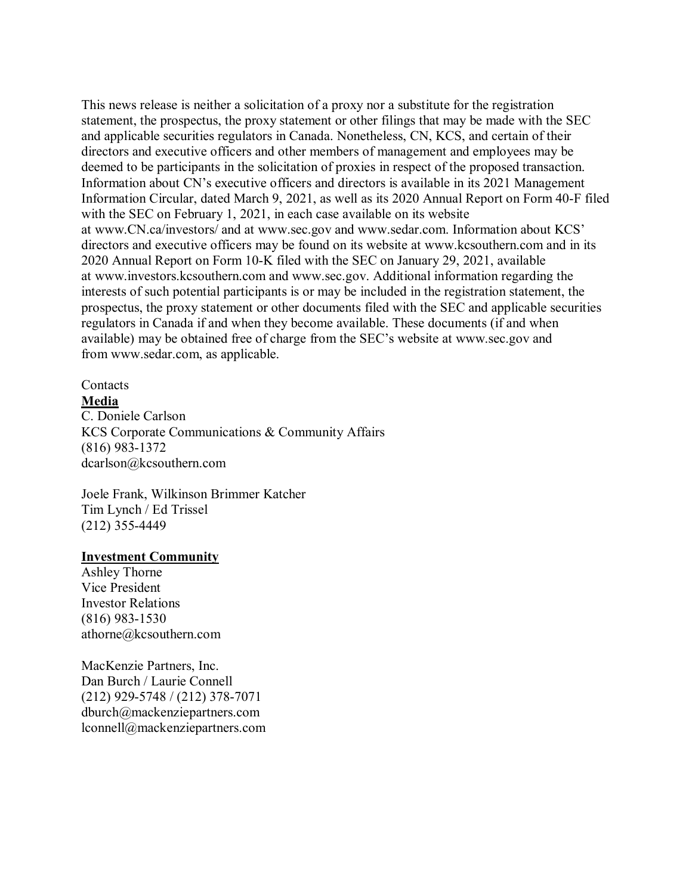This news release is neither a solicitation of a proxy nor a substitute for the registration statement, the prospectus, the proxy statement or other filings that may be made with the SEC and applicable securities regulators in Canada. Nonetheless, CN, KCS, and certain of their directors and executive officers and other members of management and employees may be deemed to be participants in the solicitation of proxies in respect of the proposed transaction. Information about CN's executive officers and directors is available in its 2021 Management Information Circular, dated March 9, 2021, as well as its 2020 Annual Report on Form 40-F filed with the SEC on February 1, 2021, in each case available on its website at www.CN.ca/investors/ and at www.sec.gov and www.sedar.com. Information about KCS' directors and executive officers may be found on its website at www.kcsouthern.com and in its 2020 Annual Report on Form 10-K filed with the SEC on January 29, 2021, available at www.investors.kcsouthern.com and www.sec.gov. Additional information regarding the interests of such potential participants is or may be included in the registration statement, the prospectus, the proxy statement or other documents filed with the SEC and applicable securities regulators in Canada if and when they become available. These documents (if and when available) may be obtained free of charge from the SEC's website at www.sec.gov and from www.sedar.com, as applicable.

Contacts

**Media**

C. Doniele Carlson
KCS Corporate Communications & Community Affairs
(816) 983-1372
dcarlson@kcsouthern.com

Joele Frank, Wilkinson Brimmer Katcher
Tim Lynch / Ed Trissel
(212) 355-4449

**Investment Community**

Ashley Thorne
Vice President
Investor Relations
(816) 983-1530
athorne@kcsouthern.com

MacKenzie Partners, Inc.
Dan Burch / Laurie Connell
(212) 929-5748 / (212) 378-7071
dburch@mackenziepartners.com
lconnell@mackenziepartners.com